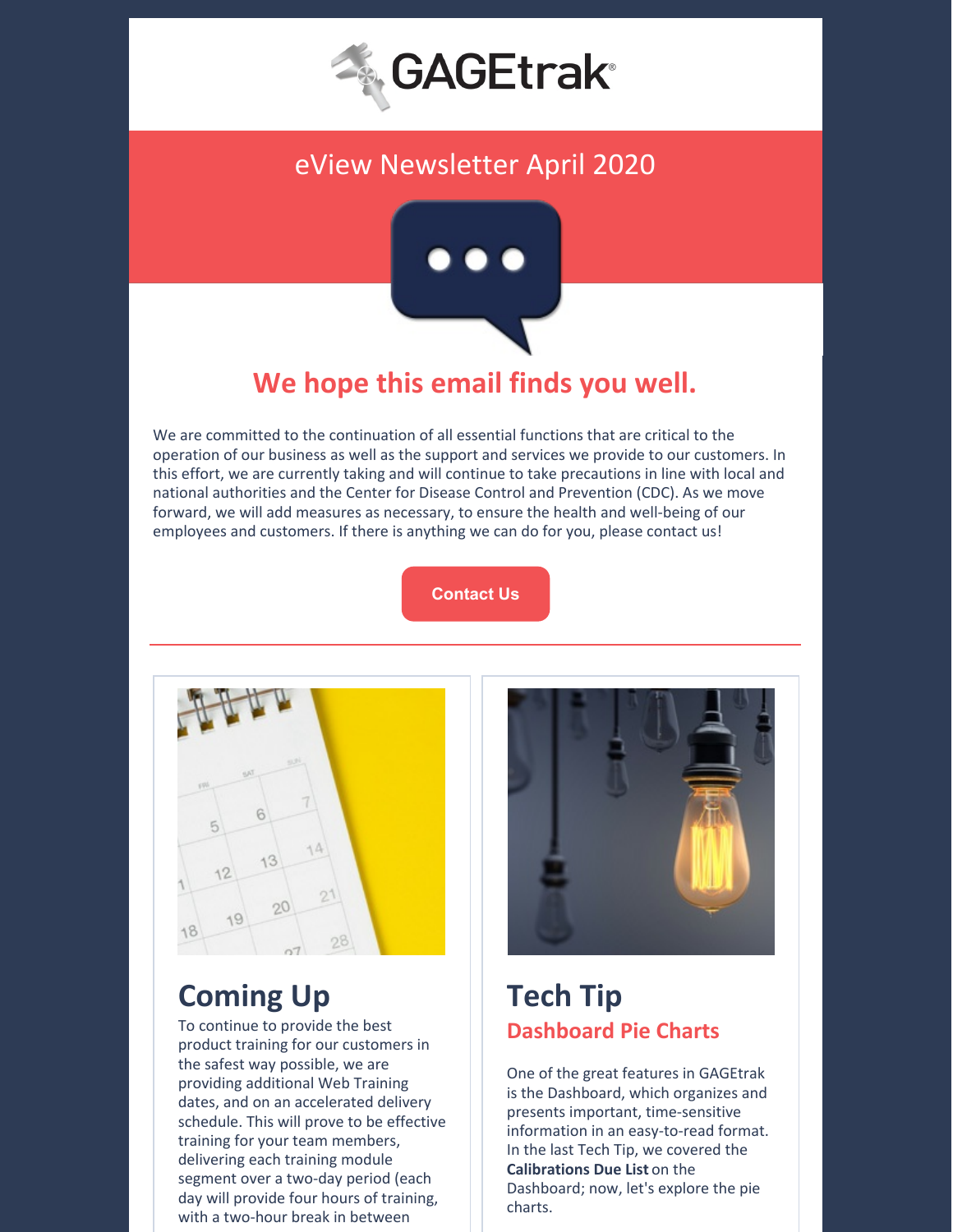GAGEtrak®

# eView Newsletter April 2020

## We hope this email finds you well.

We are committed to the continuation of all essential functions that are critical to the operation of our business as well as the support and services we provide to our customers. In this effort, we are currently taking and will continue to take precautions in line with local and national authorities and the Center for Disease Control and Prevention (CDC). As we move forward, we will add measures as necessary, to ensure the health and well-being of our employees and customers. If there is anything we can do for you, please contact us!

Contact Us

---

## Coming Up

To continue to provide the best product training for our customers in the safest way possible, we are providing additional Web Training dates, and on an accelerated delivery schedule. This will prove to be effective training for your team members, delivering each training module segment over a two-day period (each day will provide four hours of training, with a two-hour break in between

## Tech Tip

### Dashboard Pie Charts

One of the great features in GAGEtrak is the Dashboard, which organizes and presents important, time-sensitive information in an easy-to-read format. In the last Tech Tip, we covered the **Calibrations Due List** on the Dashboard; now, let's explore the pie charts.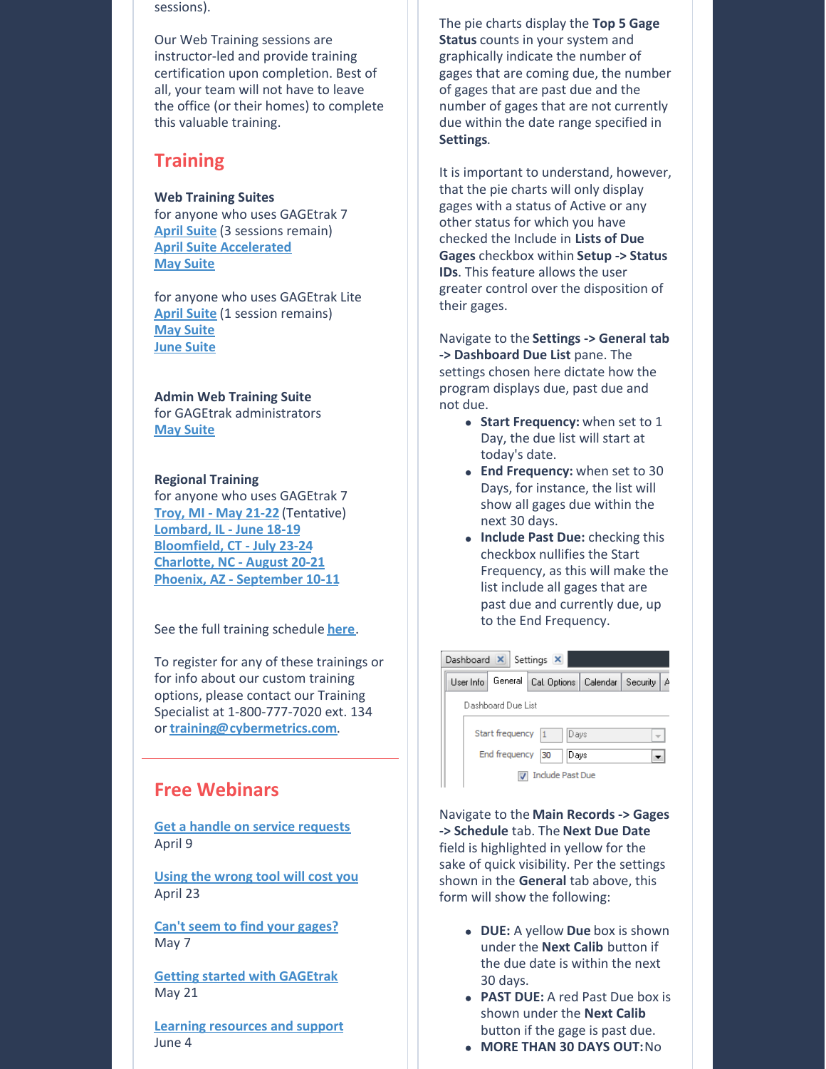sessions).

Our Web Training sessions are instructor-led and provide training certification upon completion. Best of all, your team will not have to leave the office (or their homes) to complete this valuable training.

## Training

**Web Training Suites**
for anyone who uses GAGEtrak 7
April Suite (3 sessions remain)
April Suite Accelerated
May Suite

for anyone who uses GAGEtrak Lite
April Suite (1 session remains)
May Suite
June Suite

**Admin Web Training Suite**
for GAGEtrak administrators
May Suite

**Regional Training**
for anyone who uses GAGEtrak 7
Troy, MI - May 21-22 (Tentative)
Lombard, IL - June 18-19
Bloomfield, CT - July 23-24
Charlotte, NC - August 20-21
Phoenix, AZ - September 10-11

See the full training schedule here.

To register for any of these trainings or for info about our custom training options, please contact our Training Specialist at 1-800-777-7020 ext. 134 or training@cybermetrics.com.

## Free Webinars

Get a handle on service requests
April 9

Using the wrong tool will cost you
April 23

Can't seem to find your gages?
May 7

Getting started with GAGEtrak
May 21

Learning resources and support
June 4

The pie charts display the **Top 5 Gage Status** counts in your system and graphically indicate the number of gages that are coming due, the number of gages that are past due and the number of gages that are not currently due within the date range specified in **Settings**.

It is important to understand, however, that the pie charts will only display gages with a status of Active or any other status for which you have checked the Include in **Lists of Due Gages** checkbox within **Setup -> Status IDs**. This feature allows the user greater control over the disposition of their gages.

Navigate to the **Settings -> General tab -> Dashboard Due List** pane. The settings chosen here dictate how the program displays due, past due and not due.

- **Start Frequency:** when set to 1 Day, the due list will start at today's date.
- **End Frequency:** when set to 30 Days, for instance, the list will show all gages due within the next 30 days.
- **Include Past Due:** checking this checkbox nullifies the Start Frequency, as this will make the list include all gages that are past due and currently due, up to the End Frequency.

Navigate to the **Main Records -> Gages -> Schedule** tab. The **Next Due Date** field is highlighted in yellow for the sake of quick visibility. Per the settings shown in the **General** tab above, this form will show the following:

- **DUE:** A yellow **Due** box is shown under the **Next Calib** button if the due date is within the next 30 days.
- **PAST DUE:** A red Past Due box is shown under the **Next Calib** button if the gage is past due.
- **MORE THAN 30 DAYS OUT:** No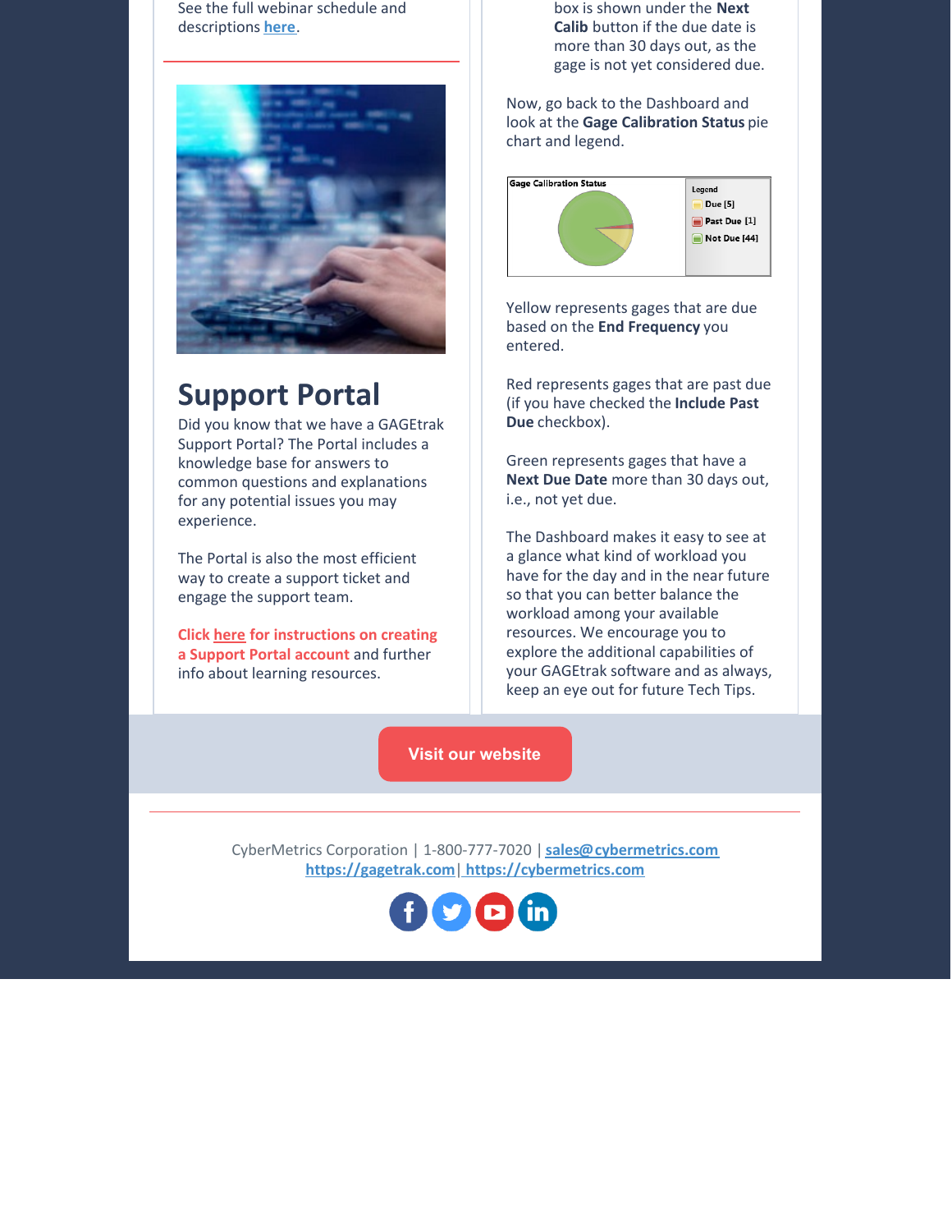See the full webinar schedule and descriptions here.

## Support Portal

Did you know that we have a GAGEtrak Support Portal? The Portal includes a knowledge base for answers to common questions and explanations for any potential issues you may experience.

The Portal is also the most efficient way to create a support ticket and engage the support team.

**Click here for instructions on creating a Support Portal account** and further info about learning resources.

box is shown under the **Next Calib** button if the due date is more than 30 days out, as the gage is not yet considered due.

Now, go back to the Dashboard and look at the **Gage Calibration Status** pie chart and legend.

Gage Calibration Status

Legend

Due [5]

Past Due [1]

Not Due [44]

Yellow represents gages that are due based on the **End Frequency** you entered.

Red represents gages that are past due (if you have checked the **Include Past Due** checkbox).

Green represents gages that have a **Next Due Date** more than 30 days out, i.e., not yet due.

The Dashboard makes it easy to see at a glance what kind of workload you have for the day and in the near future so that you can better balance the workload among your available resources. We encourage you to explore the additional capabilities of your GAGEtrak software and as always, keep an eye out for future Tech Tips.

Visit our website

CyberMetrics Corporation | 1-800-777-7020 | sales@cybermetrics.com
https://gagetrak.com | https://cybermetrics.com